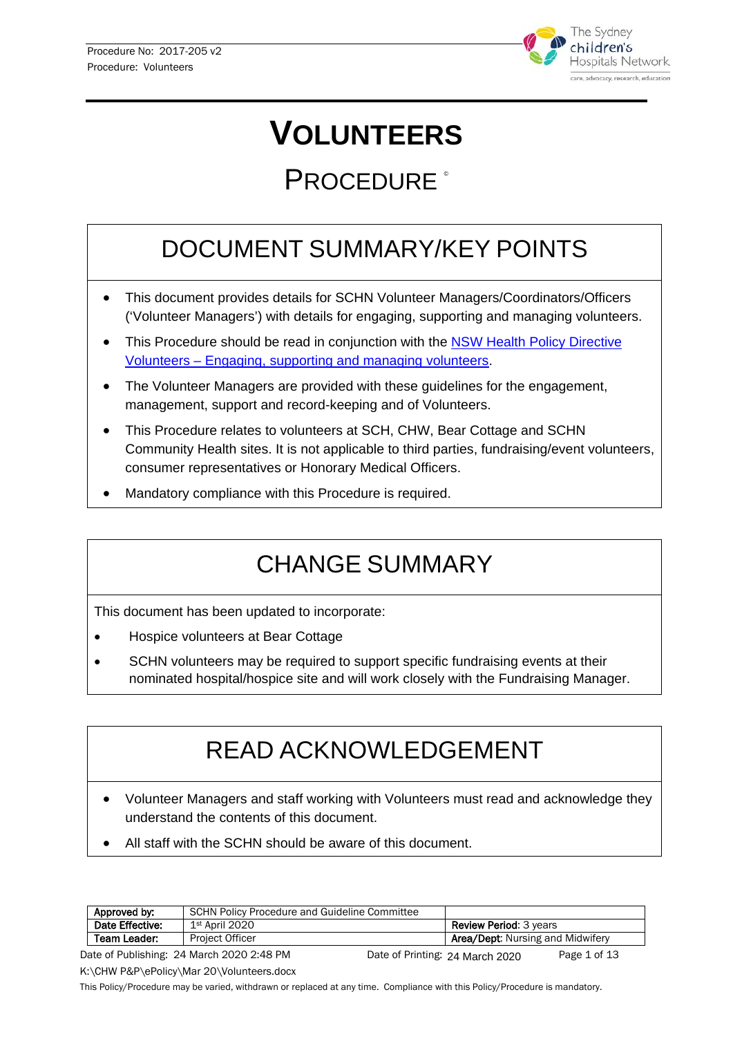# VOLUNTEERS

## PROCEDURE ©

## DOCUMENT SUMMARY/KEY POINTS

- This document provides details for SCHN Volunteer Managers/Coordinators/Officers ('Volunteer Managers') with details for engaging, supporting and managing volunteers.
- This Procedure should be read in conjunction with the NSW Health Policy Directive Volunteers – Engaging, supporting and managing volunteers.
- The Volunteer Managers are provided with these guidelines for the engagement, management, support and record-keeping and of Volunteers.
- This Procedure relates to volunteers at SCH, CHW, Bear Cottage and SCHN Community Health sites. It is not applicable to third parties, fundraising/event volunteers, consumer representatives or Honorary Medical Officers.
- Mandatory compliance with this Procedure is required.

## CHANGE SUMMARY

This document has been updated to incorporate:

- Hospice volunteers at Bear Cottage
- SCHN volunteers may be required to support specific fundraising events at their nominated hospital/hospice site and will work closely with the Fundraising Manager.

## READ ACKNOWLEDGEMENT

- Volunteer Managers and staff working with Volunteers must read and acknowledge they understand the contents of this document.
- All staff with the SCHN should be aware of this document.

| | | |
|---|---|---|
| **Approved by:** | SCHN Policy Procedure and Guideline Committee | |
| **Date Effective:** | 1st April 2020 | **Review Period:** 3 years |
| **Team Leader:** | Project Officer | **Area/Dept:** Nursing and Midwifery |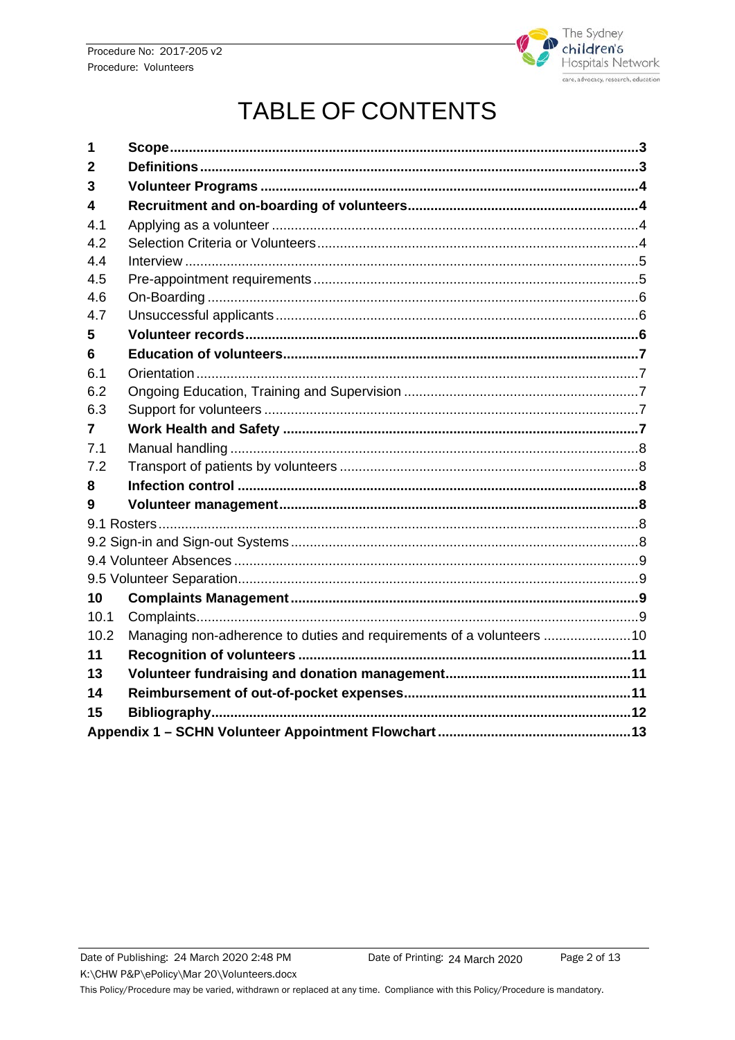# TABLE OF CONTENTS

| | | |
|---|---|---|
| **1** | **Scope** | **3** |
| **2** | **Definitions** | **3** |
| **3** | **Volunteer Programs** | **4** |
| **4** | **Recruitment and on-boarding of volunteers** | **4** |
| 4.1 | Applying as a volunteer | 4 |
| 4.2 | Selection Criteria or Volunteers | 4 |
| 4.4 | Interview | 5 |
| 4.5 | Pre-appointment requirements | 5 |
| 4.6 | On-Boarding | 6 |
| 4.7 | Unsuccessful applicants | 6 |
| **5** | **Volunteer records** | **6** |
| **6** | **Education of volunteers** | **7** |
| 6.1 | Orientation | 7 |
| 6.2 | Ongoing Education, Training and Supervision | 7 |
| 6.3 | Support for volunteers | 7 |
| **7** | **Work Health and Safety** | **7** |
| 7.1 | Manual handling | 8 |
| 7.2 | Transport of patients by volunteers | 8 |
| **8** | **Infection control** | **8** |
| **9** | **Volunteer management** | **8** |
| 9.1 Rosters | | 8 |
| 9.2 Sign-in and Sign-out Systems | | 8 |
| 9.4 Volunteer Absences | | 9 |
| 9.5 Volunteer Separation | | 9 |
| **10** | **Complaints Management** | **9** |
| 10.1 | Complaints | 9 |
| 10.2 | Managing non-adherence to duties and requirements of a volunteers | 10 |
| **11** | **Recognition of volunteers** | **11** |
| **13** | **Volunteer fundraising and donation management** | **11** |
| **14** | **Reimbursement of out-of-pocket expenses** | **11** |
| **15** | **Bibliography** | **12** |
| **Appendix 1 – SCHN Volunteer Appointment Flowchart** | | **13** |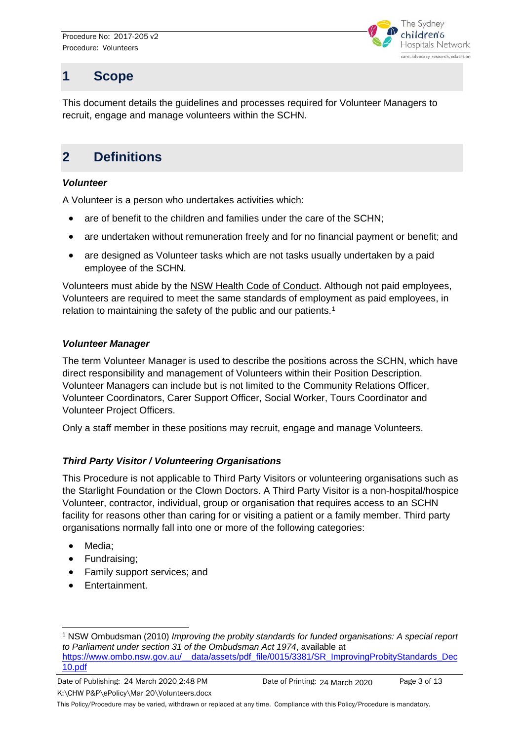# 1 Scope

This document details the guidelines and processes required for Volunteer Managers to recruit, engage and manage volunteers within the SCHN.

# 2 Definitions

***Volunteer***

A Volunteer is a person who undertakes activities which:

- are of benefit to the children and families under the care of the SCHN;
- are undertaken without remuneration freely and for no financial payment or benefit; and
- are designed as Volunteer tasks which are not tasks usually undertaken by a paid employee of the SCHN.

Volunteers must abide by the NSW Health Code of Conduct. Although not paid employees, Volunteers are required to meet the same standards of employment as paid employees, in relation to maintaining the safety of the public and our patients.[1]

***Volunteer Manager***

The term Volunteer Manager is used to describe the positions across the SCHN, which have direct responsibility and management of Volunteers within their Position Description. Volunteer Managers can include but is not limited to the Community Relations Officer, Volunteer Coordinators, Carer Support Officer, Social Worker, Tours Coordinator and Volunteer Project Officers.

Only a staff member in these positions may recruit, engage and manage Volunteers.

***Third Party Visitor / Volunteering Organisations***

This Procedure is not applicable to Third Party Visitors or volunteering organisations such as the Starlight Foundation or the Clown Doctors. A Third Party Visitor is a non-hospital/hospice Volunteer, contractor, individual, group or organisation that requires access to an SCHN facility for reasons other than caring for or visiting a patient or a family member. Third party organisations normally fall into one or more of the following categories:

- Media;
- Fundraising;
- Family support services; and
- Entertainment.

[1] NSW Ombudsman (2010) *Improving the probity standards for funded organisations: A special report to Parliament under section 31 of the Ombudsman Act 1974*, available at https://www.ombo.nsw.gov.au/__data/assets/pdf_file/0015/3381/SR_ImprovingProbityStandards_Dec10.pdf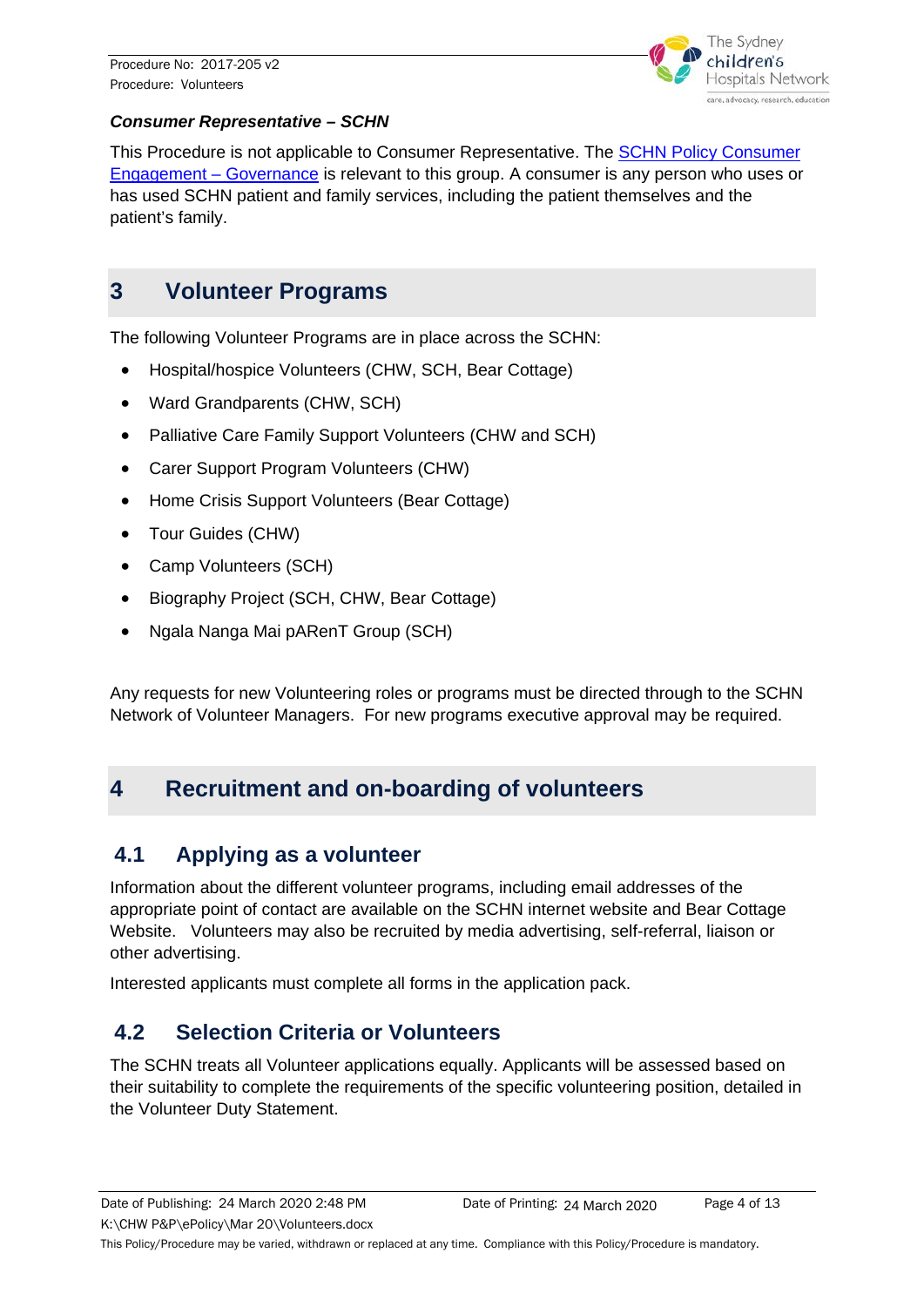***Consumer Representative – SCHN***

This Procedure is not applicable to Consumer Representative. The [SCHN Policy Consumer Engagement – Governance] is relevant to this group. A consumer is any person who uses or has used SCHN patient and family services, including the patient themselves and the patient's family.

# 3 Volunteer Programs

The following Volunteer Programs are in place across the SCHN:

- Hospital/hospice Volunteers (CHW, SCH, Bear Cottage)
- Ward Grandparents (CHW, SCH)
- Palliative Care Family Support Volunteers (CHW and SCH)
- Carer Support Program Volunteers (CHW)
- Home Crisis Support Volunteers (Bear Cottage)
- Tour Guides (CHW)
- Camp Volunteers (SCH)
- Biography Project (SCH, CHW, Bear Cottage)
- Ngala Nanga Mai pARenT Group (SCH)

Any requests for new Volunteering roles or programs must be directed through to the SCHN Network of Volunteer Managers. For new programs executive approval may be required.

# 4 Recruitment and on-boarding of volunteers

## 4.1 Applying as a volunteer

Information about the different volunteer programs, including email addresses of the appropriate point of contact are available on the SCHN internet website and Bear Cottage Website. Volunteers may also be recruited by media advertising, self-referral, liaison or other advertising.

Interested applicants must complete all forms in the application pack.

## 4.2 Selection Criteria or Volunteers

The SCHN treats all Volunteer applications equally. Applicants will be assessed based on their suitability to complete the requirements of the specific volunteering position, detailed in the Volunteer Duty Statement.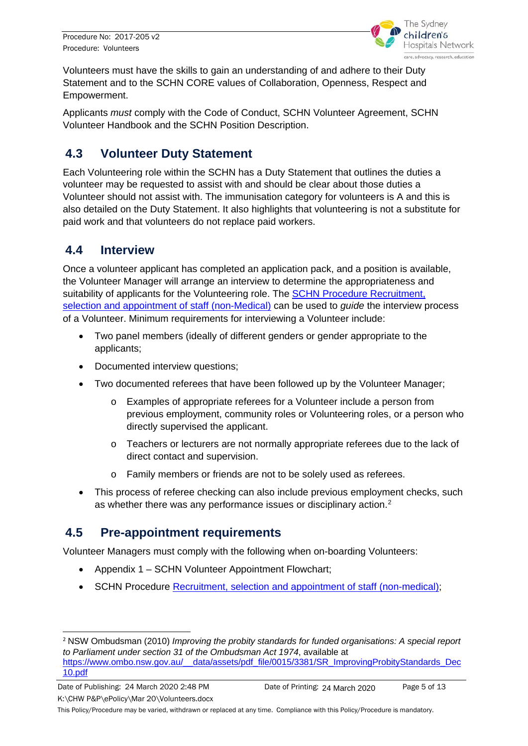Volunteers must have the skills to gain an understanding of and adhere to their Duty Statement and to the SCHN CORE values of Collaboration, Openness, Respect and Empowerment.

Applicants *must* comply with the Code of Conduct, SCHN Volunteer Agreement, SCHN Volunteer Handbook and the SCHN Position Description.

## 4.3 Volunteer Duty Statement

Each Volunteering role within the SCHN has a Duty Statement that outlines the duties a volunteer may be requested to assist with and should be clear about those duties a Volunteer should not assist with. The immunisation category for volunteers is A and this is also detailed on the Duty Statement. It also highlights that volunteering is not a substitute for paid work and that volunteers do not replace paid workers.

## 4.4 Interview

Once a volunteer applicant has completed an application pack, and a position is available, the Volunteer Manager will arrange an interview to determine the appropriateness and suitability of applicants for the Volunteering role. The SCHN Procedure Recruitment, selection and appointment of staff (non-Medical) can be used to *guide* the interview process of a Volunteer. Minimum requirements for interviewing a Volunteer include:

- Two panel members (ideally of different genders or gender appropriate to the applicants;
- Documented interview questions;
- Two documented referees that have been followed up by the Volunteer Manager;
  - Examples of appropriate referees for a Volunteer include a person from previous employment, community roles or Volunteering roles, or a person who directly supervised the applicant.
  - Teachers or lecturers are not normally appropriate referees due to the lack of direct contact and supervision.
  - Family members or friends are not to be solely used as referees.
- This process of referee checking can also include previous employment checks, such as whether there was any performance issues or disciplinary action.[2]

## 4.5 Pre-appointment requirements

Volunteer Managers must comply with the following when on-boarding Volunteers:

- Appendix 1 – SCHN Volunteer Appointment Flowchart;
- SCHN Procedure Recruitment, selection and appointment of staff (non-medical);

[2] NSW Ombudsman (2010) *Improving the probity standards for funded organisations: A special report to Parliament under section 31 of the Ombudsman Act 1974*, available at https://www.ombo.nsw.gov.au/__data/assets/pdf_file/0015/3381/SR_ImprovingProbityStandards_Dec10.pdf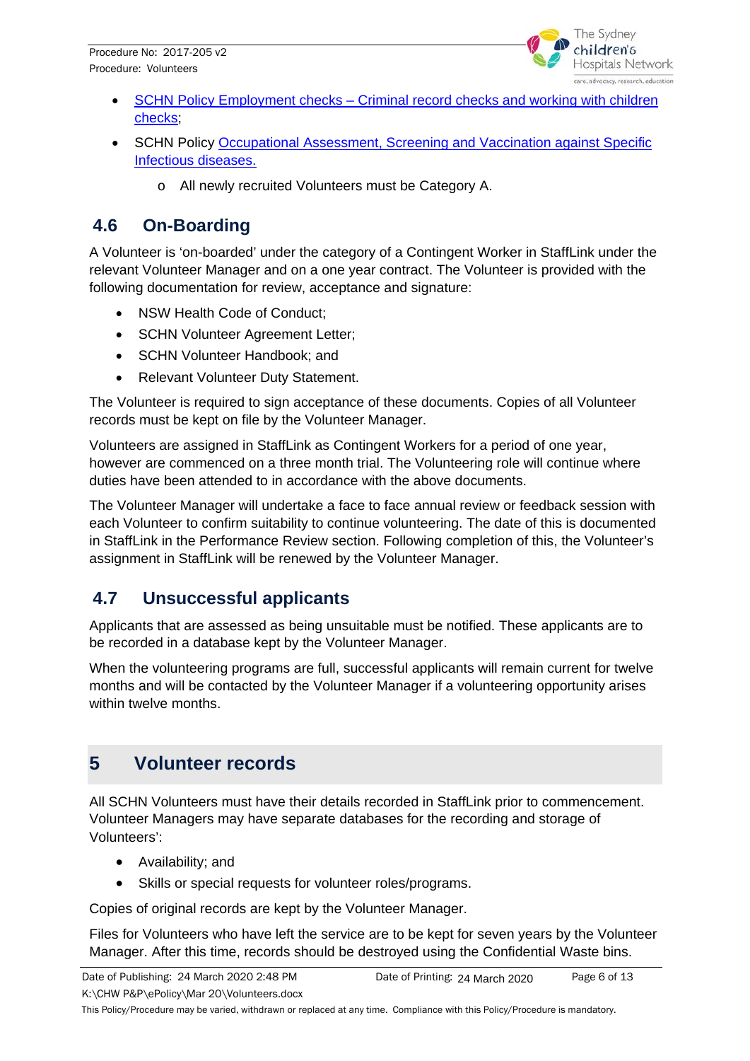- SCHN Policy Employment checks – Criminal record checks and working with children checks;
- SCHN Policy Occupational Assessment, Screening and Vaccination against Specific Infectious diseases.
  - All newly recruited Volunteers must be Category A.

### 4.6 On-Boarding

A Volunteer is 'on-boarded' under the category of a Contingent Worker in StaffLink under the relevant Volunteer Manager and on a one year contract. The Volunteer is provided with the following documentation for review, acceptance and signature:

- NSW Health Code of Conduct;
- SCHN Volunteer Agreement Letter;
- SCHN Volunteer Handbook; and
- Relevant Volunteer Duty Statement.

The Volunteer is required to sign acceptance of these documents. Copies of all Volunteer records must be kept on file by the Volunteer Manager.

Volunteers are assigned in StaffLink as Contingent Workers for a period of one year, however are commenced on a three month trial. The Volunteering role will continue where duties have been attended to in accordance with the above documents.

The Volunteer Manager will undertake a face to face annual review or feedback session with each Volunteer to confirm suitability to continue volunteering. The date of this is documented in StaffLink in the Performance Review section. Following completion of this, the Volunteer's assignment in StaffLink will be renewed by the Volunteer Manager.

### 4.7 Unsuccessful applicants

Applicants that are assessed as being unsuitable must be notified. These applicants are to be recorded in a database kept by the Volunteer Manager.

When the volunteering programs are full, successful applicants will remain current for twelve months and will be contacted by the Volunteer Manager if a volunteering opportunity arises within twelve months.

## 5 Volunteer records

All SCHN Volunteers must have their details recorded in StaffLink prior to commencement. Volunteer Managers may have separate databases for the recording and storage of Volunteers':

- Availability; and
- Skills or special requests for volunteer roles/programs.

Copies of original records are kept by the Volunteer Manager.

Files for Volunteers who have left the service are to be kept for seven years by the Volunteer Manager. After this time, records should be destroyed using the Confidential Waste bins.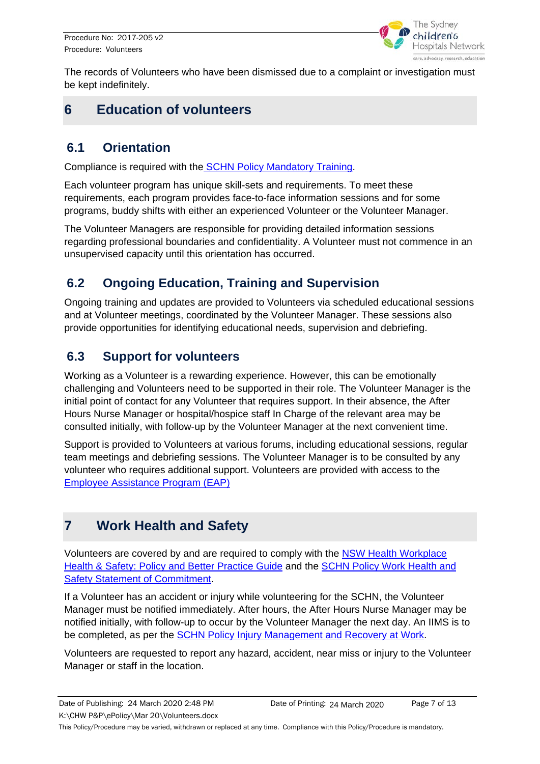The records of Volunteers who have been dismissed due to a complaint or investigation must be kept indefinitely.

# 6 Education of volunteers

## 6.1 Orientation

Compliance is required with the SCHN Policy Mandatory Training.

Each volunteer program has unique skill-sets and requirements. To meet these requirements, each program provides face-to-face information sessions and for some programs, buddy shifts with either an experienced Volunteer or the Volunteer Manager.

The Volunteer Managers are responsible for providing detailed information sessions regarding professional boundaries and confidentiality. A Volunteer must not commence in an unsupervised capacity until this orientation has occurred.

## 6.2 Ongoing Education, Training and Supervision

Ongoing training and updates are provided to Volunteers via scheduled educational sessions and at Volunteer meetings, coordinated by the Volunteer Manager. These sessions also provide opportunities for identifying educational needs, supervision and debriefing.

## 6.3 Support for volunteers

Working as a Volunteer is a rewarding experience. However, this can be emotionally challenging and Volunteers need to be supported in their role. The Volunteer Manager is the initial point of contact for any Volunteer that requires support. In their absence, the After Hours Nurse Manager or hospital/hospice staff In Charge of the relevant area may be consulted initially, with follow-up by the Volunteer Manager at the next convenient time.

Support is provided to Volunteers at various forums, including educational sessions, regular team meetings and debriefing sessions. The Volunteer Manager is to be consulted by any volunteer who requires additional support. Volunteers are provided with access to the Employee Assistance Program (EAP)

# 7 Work Health and Safety

Volunteers are covered by and are required to comply with the NSW Health Workplace Health & Safety: Policy and Better Practice Guide and the SCHN Policy Work Health and Safety Statement of Commitment.

If a Volunteer has an accident or injury while volunteering for the SCHN, the Volunteer Manager must be notified immediately. After hours, the After Hours Nurse Manager may be notified initially, with follow-up to occur by the Volunteer Manager the next day. An IIMS is to be completed, as per the SCHN Policy Injury Management and Recovery at Work.

Volunteers are requested to report any hazard, accident, near miss or injury to the Volunteer Manager or staff in the location.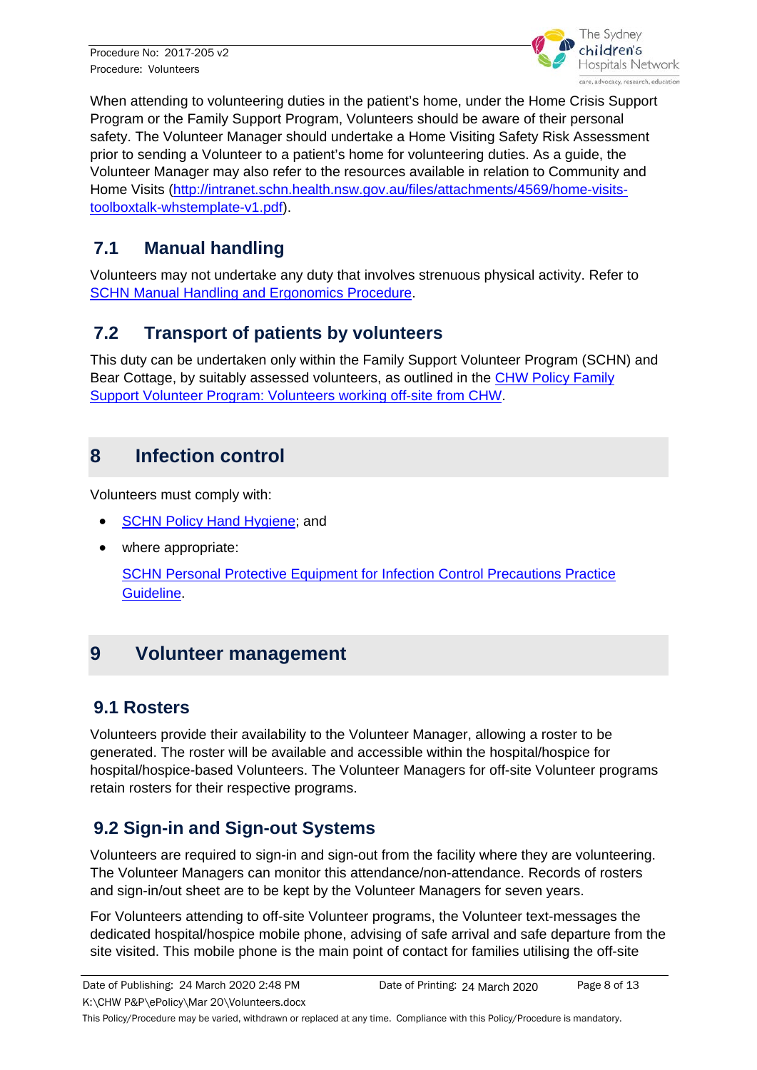When attending to volunteering duties in the patient's home, under the Home Crisis Support Program or the Family Support Program, Volunteers should be aware of their personal safety. The Volunteer Manager should undertake a Home Visiting Safety Risk Assessment prior to sending a Volunteer to a patient's home for volunteering duties. As a guide, the Volunteer Manager may also refer to the resources available in relation to Community and Home Visits (http://intranet.schn.health.nsw.gov.au/files/attachments/4569/home-visits-toolboxtalk-whstemplate-v1.pdf).

### 7.1 Manual handling

Volunteers may not undertake any duty that involves strenuous physical activity. Refer to SCHN Manual Handling and Ergonomics Procedure.

### 7.2 Transport of patients by volunteers

This duty can be undertaken only within the Family Support Volunteer Program (SCHN) and Bear Cottage, by suitably assessed volunteers, as outlined in the CHW Policy Family Support Volunteer Program: Volunteers working off-site from CHW.

## 8 Infection control

Volunteers must comply with:

- SCHN Policy Hand Hygiene; and
- where appropriate:

  SCHN Personal Protective Equipment for Infection Control Precautions Practice Guideline.

## 9 Volunteer management

### 9.1 Rosters

Volunteers provide their availability to the Volunteer Manager, allowing a roster to be generated. The roster will be available and accessible within the hospital/hospice for hospital/hospice-based Volunteers. The Volunteer Managers for off-site Volunteer programs retain rosters for their respective programs.

### 9.2 Sign-in and Sign-out Systems

Volunteers are required to sign-in and sign-out from the facility where they are volunteering. The Volunteer Managers can monitor this attendance/non-attendance. Records of rosters and sign-in/out sheet are to be kept by the Volunteer Managers for seven years.

For Volunteers attending to off-site Volunteer programs, the Volunteer text-messages the dedicated hospital/hospice mobile phone, advising of safe arrival and safe departure from the site visited. This mobile phone is the main point of contact for families utilising the off-site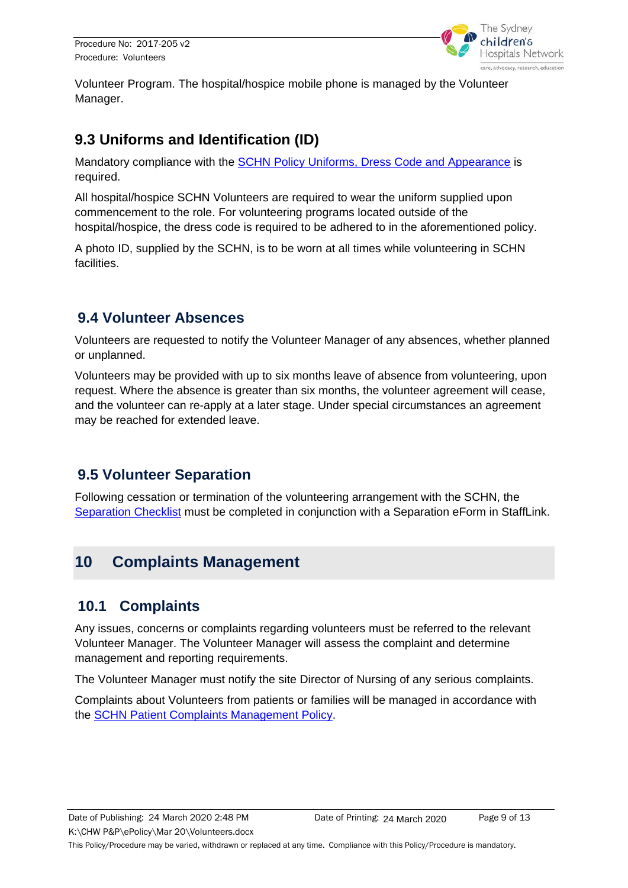Volunteer Program. The hospital/hospice mobile phone is managed by the Volunteer Manager.

### 9.3 Uniforms and Identification (ID)

Mandatory compliance with the SCHN Policy Uniforms, Dress Code and Appearance is required.

All hospital/hospice SCHN Volunteers are required to wear the uniform supplied upon commencement to the role. For volunteering programs located outside of the hospital/hospice, the dress code is required to be adhered to in the aforementioned policy.

A photo ID, supplied by the SCHN, is to be worn at all times while volunteering in SCHN facilities.

### 9.4 Volunteer Absences

Volunteers are requested to notify the Volunteer Manager of any absences, whether planned or unplanned.

Volunteers may be provided with up to six months leave of absence from volunteering, upon request. Where the absence is greater than six months, the volunteer agreement will cease, and the volunteer can re-apply at a later stage. Under special circumstances an agreement may be reached for extended leave.

### 9.5 Volunteer Separation

Following cessation or termination of the volunteering arrangement with the SCHN, the Separation Checklist must be completed in conjunction with a Separation eForm in StaffLink.

## 10 Complaints Management

### 10.1 Complaints

Any issues, concerns or complaints regarding volunteers must be referred to the relevant Volunteer Manager. The Volunteer Manager will assess the complaint and determine management and reporting requirements.

The Volunteer Manager must notify the site Director of Nursing of any serious complaints.

Complaints about Volunteers from patients or families will be managed in accordance with the SCHN Patient Complaints Management Policy.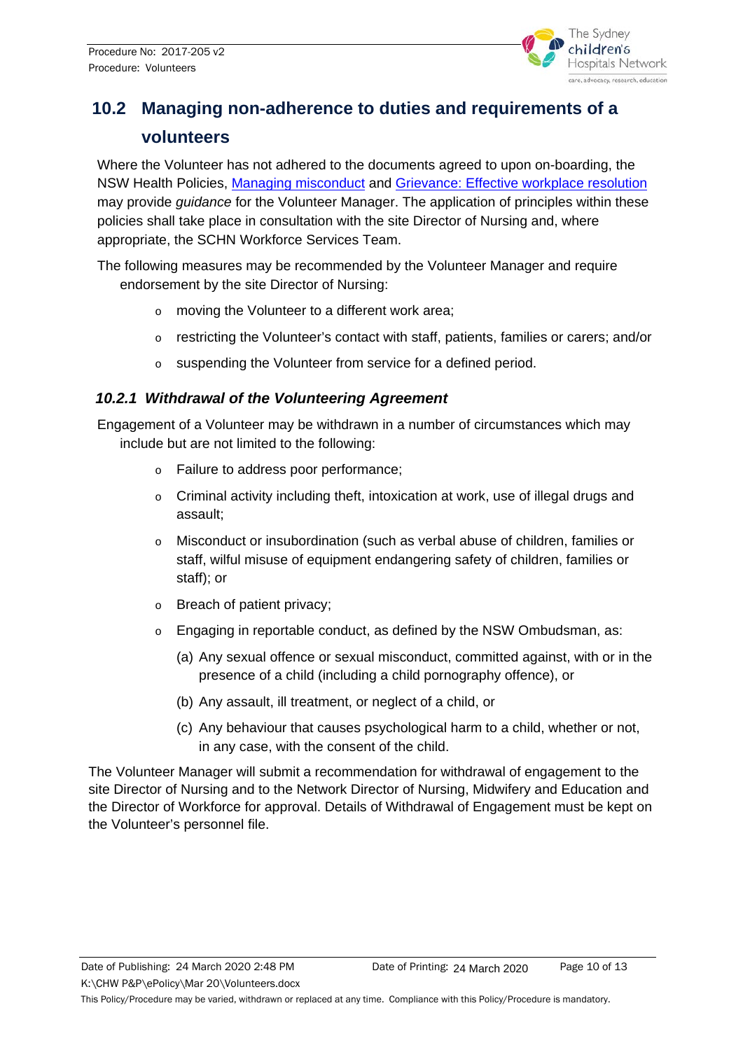## 10.2 Managing non-adherence to duties and requirements of a volunteers

Where the Volunteer has not adhered to the documents agreed to upon on-boarding, the NSW Health Policies, Managing misconduct and Grievance: Effective workplace resolution may provide *guidance* for the Volunteer Manager. The application of principles within these policies shall take place in consultation with the site Director of Nursing and, where appropriate, the SCHN Workforce Services Team.

The following measures may be recommended by the Volunteer Manager and require endorsement by the site Director of Nursing:

- moving the Volunteer to a different work area;
- restricting the Volunteer's contact with staff, patients, families or carers; and/or
- suspending the Volunteer from service for a defined period.

### *10.2.1 Withdrawal of the Volunteering Agreement*

Engagement of a Volunteer may be withdrawn in a number of circumstances which may include but are not limited to the following:

- Failure to address poor performance;
- Criminal activity including theft, intoxication at work, use of illegal drugs and assault;
- Misconduct or insubordination (such as verbal abuse of children, families or staff, wilful misuse of equipment endangering safety of children, families or staff); or
- Breach of patient privacy;
- Engaging in reportable conduct, as defined by the NSW Ombudsman, as:
  - (a) Any sexual offence or sexual misconduct, committed against, with or in the presence of a child (including a child pornography offence), or
  - (b) Any assault, ill treatment, or neglect of a child, or
  - (c) Any behaviour that causes psychological harm to a child, whether or not, in any case, with the consent of the child.

The Volunteer Manager will submit a recommendation for withdrawal of engagement to the site Director of Nursing and to the Network Director of Nursing, Midwifery and Education and the Director of Workforce for approval. Details of Withdrawal of Engagement must be kept on the Volunteer's personnel file.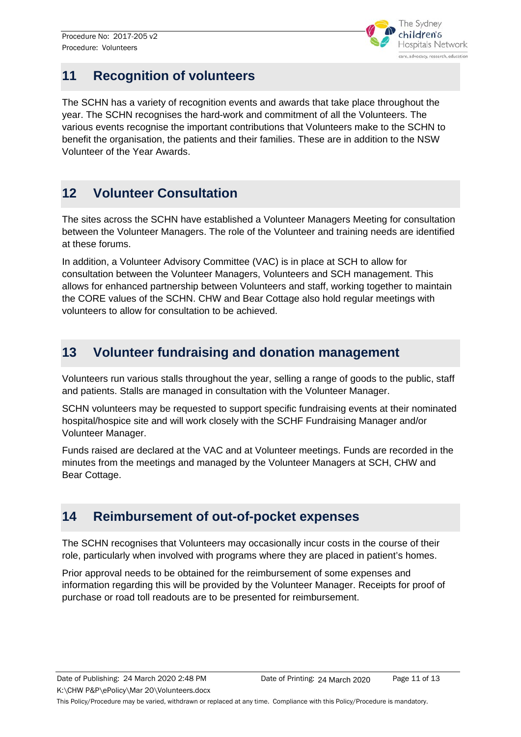## 11 Recognition of volunteers

The SCHN has a variety of recognition events and awards that take place throughout the year. The SCHN recognises the hard-work and commitment of all the Volunteers. The various events recognise the important contributions that Volunteers make to the SCHN to benefit the organisation, the patients and their families. These are in addition to the NSW Volunteer of the Year Awards.

## 12 Volunteer Consultation

The sites across the SCHN have established a Volunteer Managers Meeting for consultation between the Volunteer Managers. The role of the Volunteer and training needs are identified at these forums.

In addition, a Volunteer Advisory Committee (VAC) is in place at SCH to allow for consultation between the Volunteer Managers, Volunteers and SCH management. This allows for enhanced partnership between Volunteers and staff, working together to maintain the CORE values of the SCHN. CHW and Bear Cottage also hold regular meetings with volunteers to allow for consultation to be achieved.

## 13 Volunteer fundraising and donation management

Volunteers run various stalls throughout the year, selling a range of goods to the public, staff and patients. Stalls are managed in consultation with the Volunteer Manager.

SCHN volunteers may be requested to support specific fundraising events at their nominated hospital/hospice site and will work closely with the SCHF Fundraising Manager and/or Volunteer Manager.

Funds raised are declared at the VAC and at Volunteer meetings. Funds are recorded in the minutes from the meetings and managed by the Volunteer Managers at SCH, CHW and Bear Cottage.

## 14 Reimbursement of out-of-pocket expenses

The SCHN recognises that Volunteers may occasionally incur costs in the course of their role, particularly when involved with programs where they are placed in patient's homes.

Prior approval needs to be obtained for the reimbursement of some expenses and information regarding this will be provided by the Volunteer Manager. Receipts for proof of purchase or road toll readouts are to be presented for reimbursement.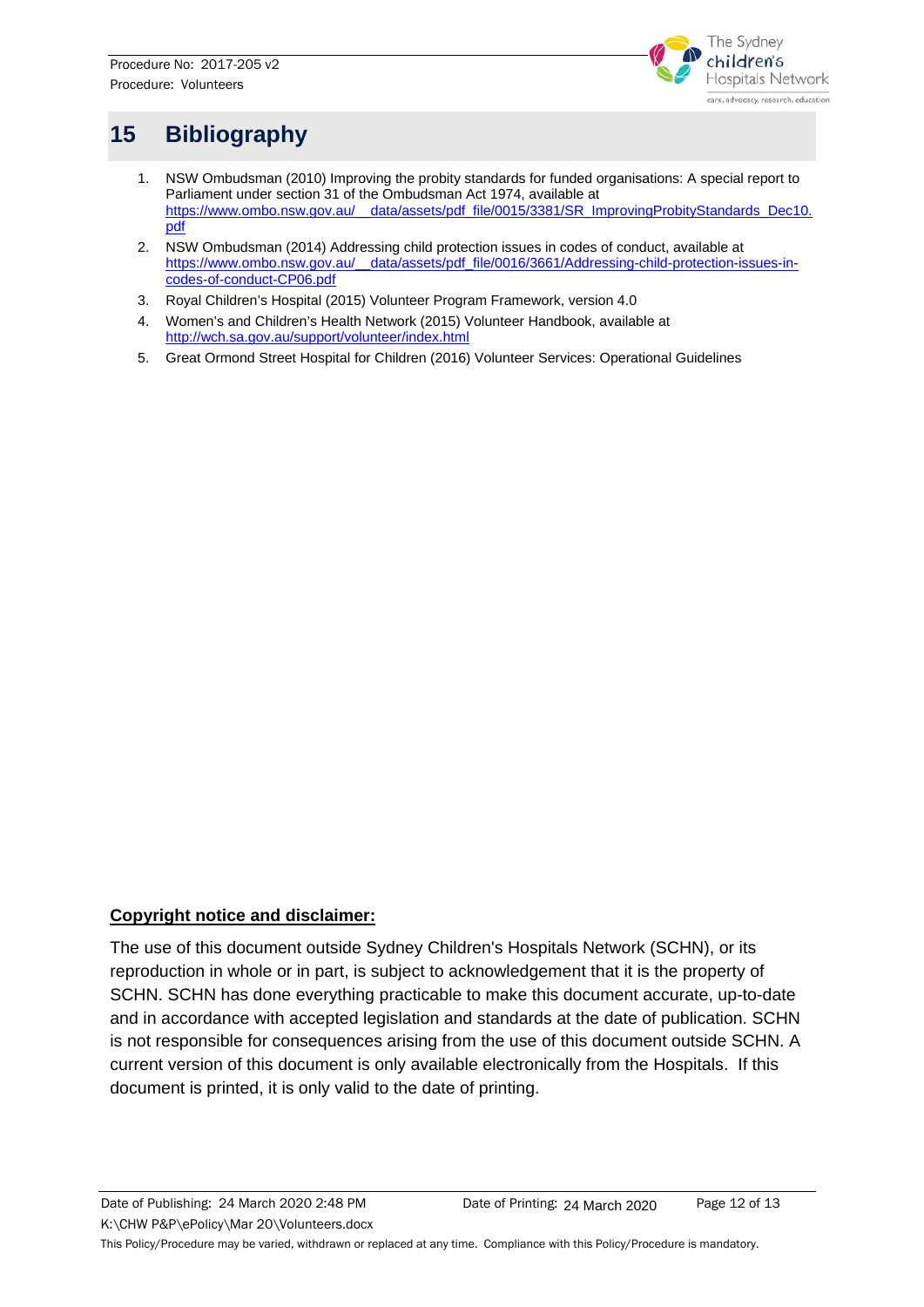# 15 Bibliography

1. NSW Ombudsman (2010) Improving the probity standards for funded organisations: A special report to Parliament under section 31 of the Ombudsman Act 1974, available at https://www.ombo.nsw.gov.au/__data/assets/pdf_file/0015/3381/SR_ImprovingProbityStandards_Dec10.pdf
2. NSW Ombudsman (2014) Addressing child protection issues in codes of conduct, available at https://www.ombo.nsw.gov.au/__data/assets/pdf_file/0016/3661/Addressing-child-protection-issues-in-codes-of-conduct-CP06.pdf
3. Royal Children's Hospital (2015) Volunteer Program Framework, version 4.0
4. Women's and Children's Health Network (2015) Volunteer Handbook, available at http://wch.sa.gov.au/support/volunteer/index.html
5. Great Ormond Street Hospital for Children (2016) Volunteer Services: Operational Guidelines

**Copyright notice and disclaimer:**

The use of this document outside Sydney Children's Hospitals Network (SCHN), or its reproduction in whole or in part, is subject to acknowledgement that it is the property of SCHN. SCHN has done everything practicable to make this document accurate, up-to-date and in accordance with accepted legislation and standards at the date of publication. SCHN is not responsible for consequences arising from the use of this document outside SCHN. A current version of this document is only available electronically from the Hospitals. If this document is printed, it is only valid to the date of printing.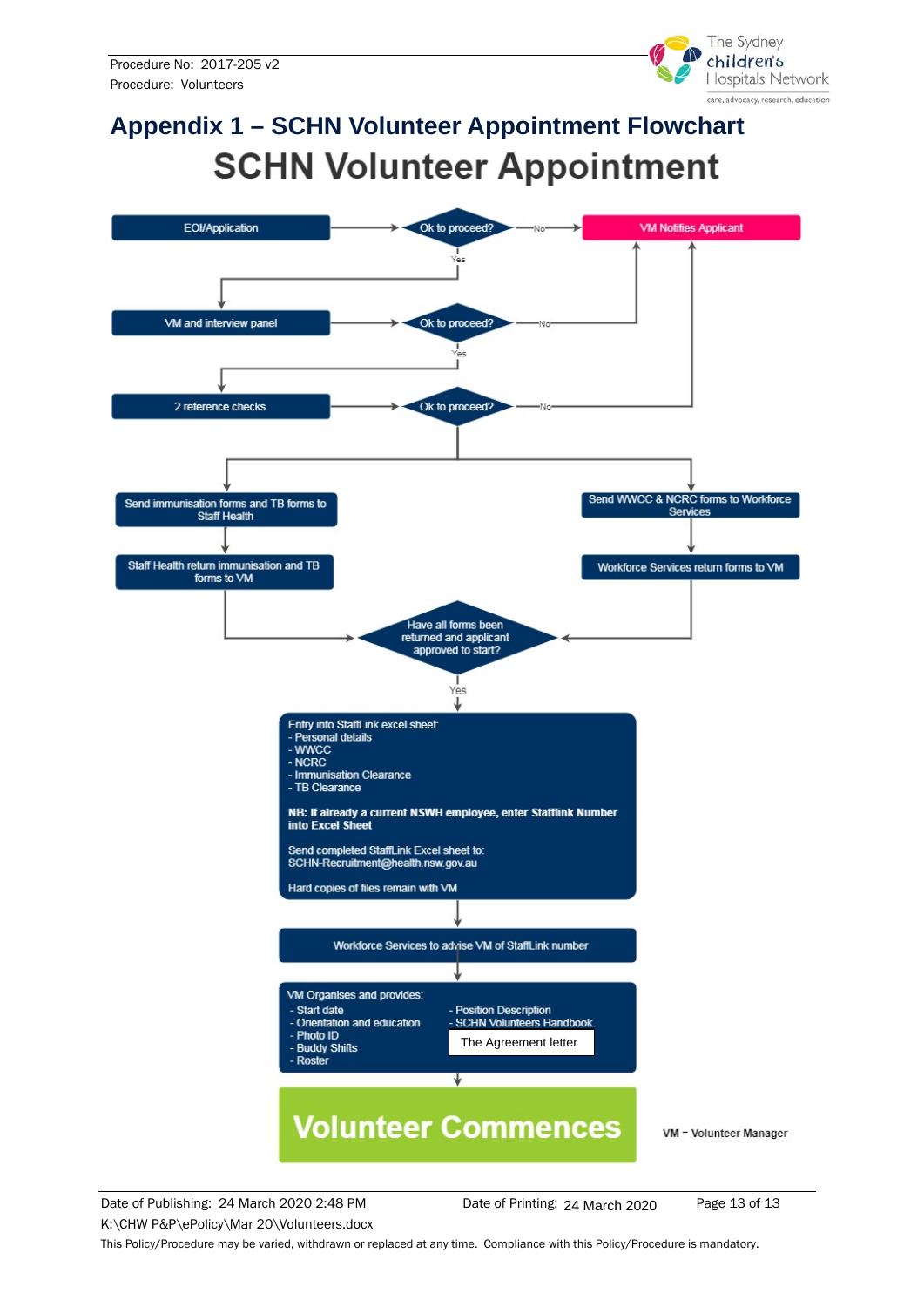# Appendix 1 – SCHN Volunteer Appointment Flowchart

## SCHN Volunteer Appointment

EOI/Application

Ok to proceed?

No

VM Notifies Applicant

Yes

VM and interview panel

Ok to proceed?

No

Yes

2 reference checks

Ok to proceed?

No

Send immunisation forms and TB forms to Staff Health

Send WWCC & NCRC forms to Workforce Services

Staff Health return immunisation and TB forms to VM

Workforce Services return forms to VM

Have all forms been returned and applicant approved to start?

Yes

Entry into StaffLink excel sheet:
- Personal details
- WWCC
- NCRC
- Immunisation Clearance
- TB Clearance

**NB: If already a current NSWH employee, enter Stafflink Number into Excel Sheet**

Send completed StaffLink Excel sheet to:
SCHN-Recruitment@health.nsw.gov.au

Hard copies of files remain with VM

Workforce Services to advise VM of StaffLink number

VM Organises and provides:
- Start date
- Orientation and education
- Photo ID
- Buddy Shifts
- Roster
- Position Description
- SCHN Volunteers Handbook

The Agreement letter

**Volunteer Commences**

VM = Volunteer Manager